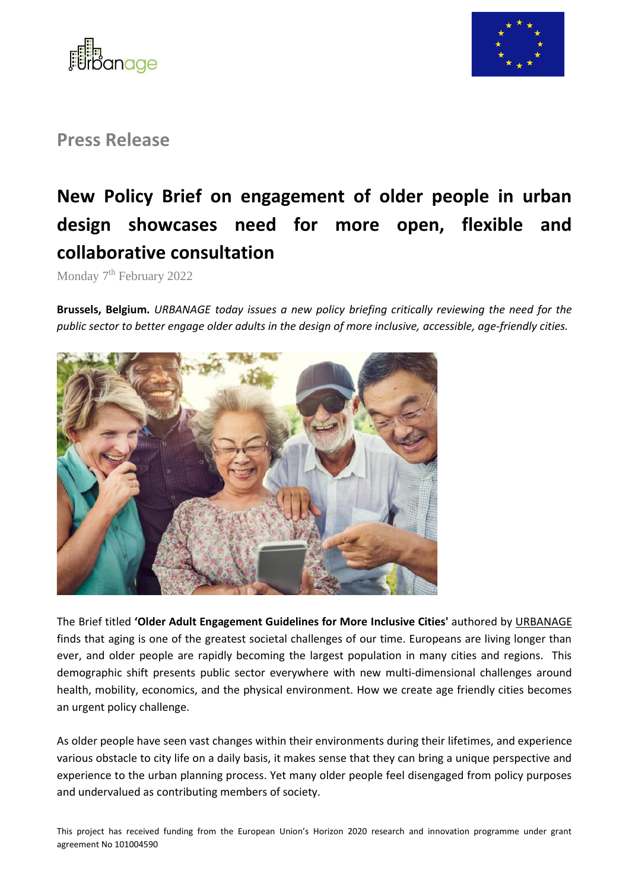Press Release

# New Policy Brief on engagement of older people in urban design showcases need for more open, flexible and collaborative consultation

Monday 7th February 2022

**Brussels, Belgium.** *URBANAGE today issues a new policy briefing critically reviewing the need for the public sector to better engage older adults in the design of more inclusive, accessible, age-friendly cities.*

The Brief titled **'Older Adult Engagement Guidelines for More Inclusive Cities'** authored by URBANAGE finds that aging is one of the greatest societal challenges of our time. Europeans are living longer than ever, and older people are rapidly becoming the largest population in many cities and regions. This demographic shift presents public sector everywhere with new multi-dimensional challenges around health, mobility, economics, and the physical environment. How we create age friendly cities becomes an urgent policy challenge.

As older people have seen vast changes within their environments during their lifetimes, and experience various obstacle to city life on a daily basis, it makes sense that they can bring a unique perspective and experience to the urban planning process. Yet many older people feel disengaged from policy purposes and undervalued as contributing members of society.

This project has received funding from the European Union's Horizon 2020 research and innovation programme under grant agreement No 101004590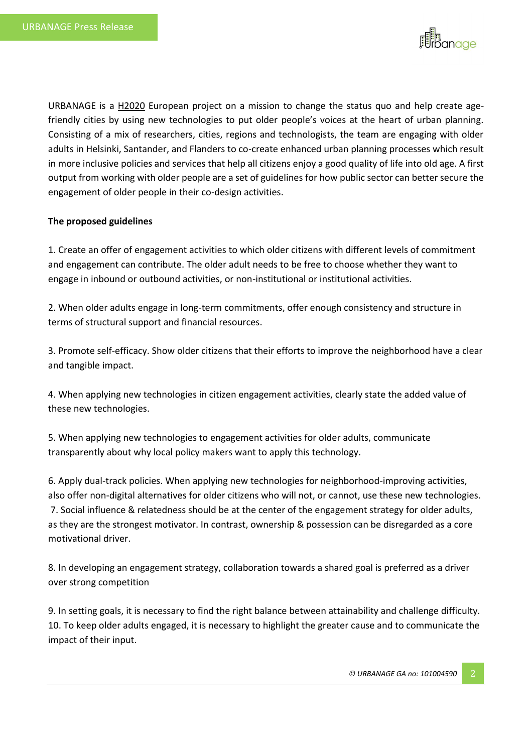URBANAGE is a H2020 European project on a mission to change the status quo and help create age-friendly cities by using new technologies to put older people's voices at the heart of urban planning. Consisting of a mix of researchers, cities, regions and technologists, the team are engaging with older adults in Helsinki, Santander, and Flanders to co-create enhanced urban planning processes which result in more inclusive policies and services that help all citizens enjoy a good quality of life into old age. A first output from working with older people are a set of guidelines for how public sector can better secure the engagement of older people in their co-design activities.

**The proposed guidelines**

1. Create an offer of engagement activities to which older citizens with different levels of commitment and engagement can contribute. The older adult needs to be free to choose whether they want to engage in inbound or outbound activities, or non-institutional or institutional activities.

2. When older adults engage in long-term commitments, offer enough consistency and structure in terms of structural support and financial resources.

3. Promote self-efficacy. Show older citizens that their efforts to improve the neighborhood have a clear and tangible impact.

4. When applying new technologies in citizen engagement activities, clearly state the added value of these new technologies.

5. When applying new technologies to engagement activities for older adults, communicate transparently about why local policy makers want to apply this technology.

6. Apply dual-track policies. When applying new technologies for neighborhood-improving activities, also offer non-digital alternatives for older citizens who will not, or cannot, use these new technologies.

7. Social influence & relatedness should be at the center of the engagement strategy for older adults, as they are the strongest motivator. In contrast, ownership & possession can be disregarded as a core motivational driver.

8. In developing an engagement strategy, collaboration towards a shared goal is preferred as a driver over strong competition

9. In setting goals, it is necessary to find the right balance between attainability and challenge difficulty.

10. To keep older adults engaged, it is necessary to highlight the greater cause and to communicate the impact of their input.

*© URBANAGE GA no: 101004590*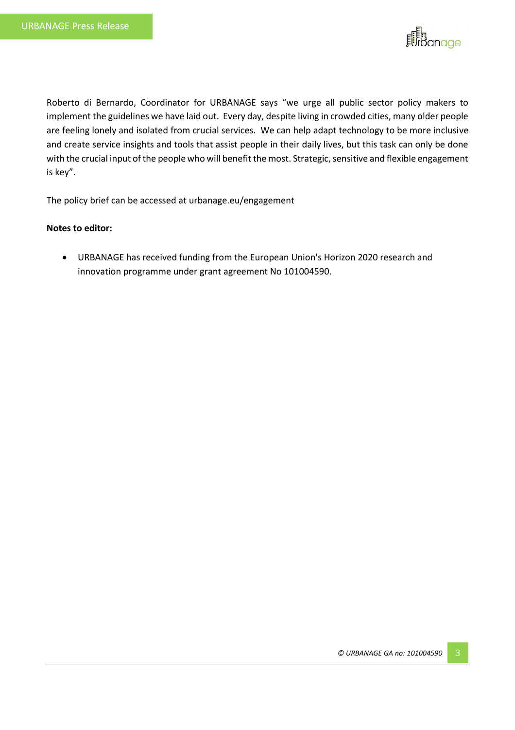Roberto di Bernardo, Coordinator for URBANAGE says "we urge all public sector policy makers to implement the guidelines we have laid out. Every day, despite living in crowded cities, many older people are feeling lonely and isolated from crucial services. We can help adapt technology to be more inclusive and create service insights and tools that assist people in their daily lives, but this task can only be done with the crucial input of the people who will benefit the most. Strategic, sensitive and flexible engagement is key".

The policy brief can be accessed at urbanage.eu/engagement

**Notes to editor:**

- URBANAGE has received funding from the European Union's Horizon 2020 research and innovation programme under grant agreement No 101004590.